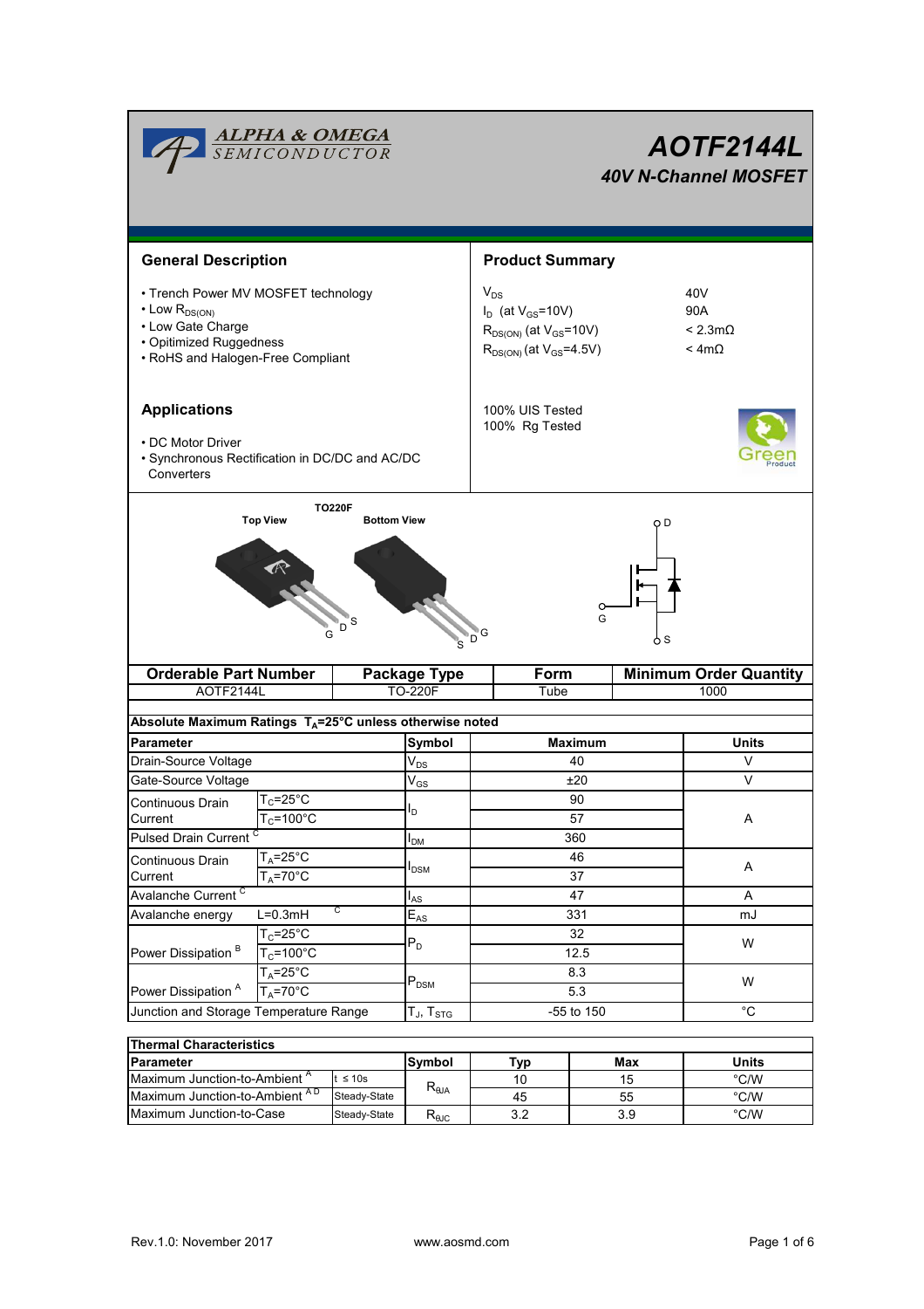# AOTF2144L

## 40V N-Channel MOSFET

## General Description

- Trench Power MV MOSFET technology
- Low $R_{DS(ON)}$
- Low Gate Charge
- Opitimized Ruggedness
- RoHS and Halogen-Free Compliant

## Product Summary

| | |
|---|---|
| $V_{DS}$ | 40V |
| $I_D$ (at $V_{GS}$=10V) | 90A |
| $R_{DS(ON)}$ (at $V_{GS}$=10V) | < 2.3mΩ |
| $R_{DS(ON)}$ (at $V_{GS}$=4.5V) | < 4mΩ |

100% UIS Tested
100% Rg Tested

## Applications

- DC Motor Driver
- Synchronous Rectification in DC/DC and AC/DC Converters

TO220F

Top View / Bottom View

G D S

| Orderable Part Number | Package Type | Form | Minimum Order Quantity |
|---|---|---|---|
| AOTF2144L | TO-220F | Tube | 1000 |

**Absolute Maximum Ratings $T_A$=25°C unless otherwise noted**

| Parameter | | Symbol | Maximum | Units |
|---|---|---|---|---|
| Drain-Source Voltage | | $V_{DS}$ | 40 | V |
| Gate-Source Voltage | | $V_{GS}$ | ±20 | V |
| Continuous Drain Current | $T_C$=25°C | $I_D$ | 90 | A |
| | $T_C$=100°C | | 57 | |
| Pulsed Drain Current [C] | | $I_{DM}$ | 360 | |
| Continuous Drain Current | $T_A$=25°C | $I_{DSM}$ | 46 | A |
| | $T_A$=70°C | | 37 | |
| Avalanche Current [C] | | $I_{AS}$ | 47 | A |
| Avalanche energy | L=0.3mH [C] | $E_{AS}$ | 331 | mJ |
| Power Dissipation [B] | $T_C$=25°C | $P_D$ | 32 | W |
| | $T_C$=100°C | | 12.5 | |
| Power Dissipation [A] | $T_A$=25°C | $P_{DSM}$ | 8.3 | W |
| | $T_A$=70°C | | 5.3 | |
| Junction and Storage Temperature Range | | $T_J$, $T_{STG}$ | -55 to 150 | °C |

**Thermal Characteristics**

| Parameter | | Symbol | Typ | Max | Units |
|---|---|---|---|---|---|
| Maximum Junction-to-Ambient [A] | t ≤ 10s | $R_{\theta JA}$ | 10 | 15 | °C/W |
| Maximum Junction-to-Ambient [A D] | Steady-State | | 45 | 55 | °C/W |
| Maximum Junction-to-Case | Steady-State | $R_{\theta JC}$ | 3.2 | 3.9 | °C/W |

Rev.1.0: November 2017 www.aosmd.com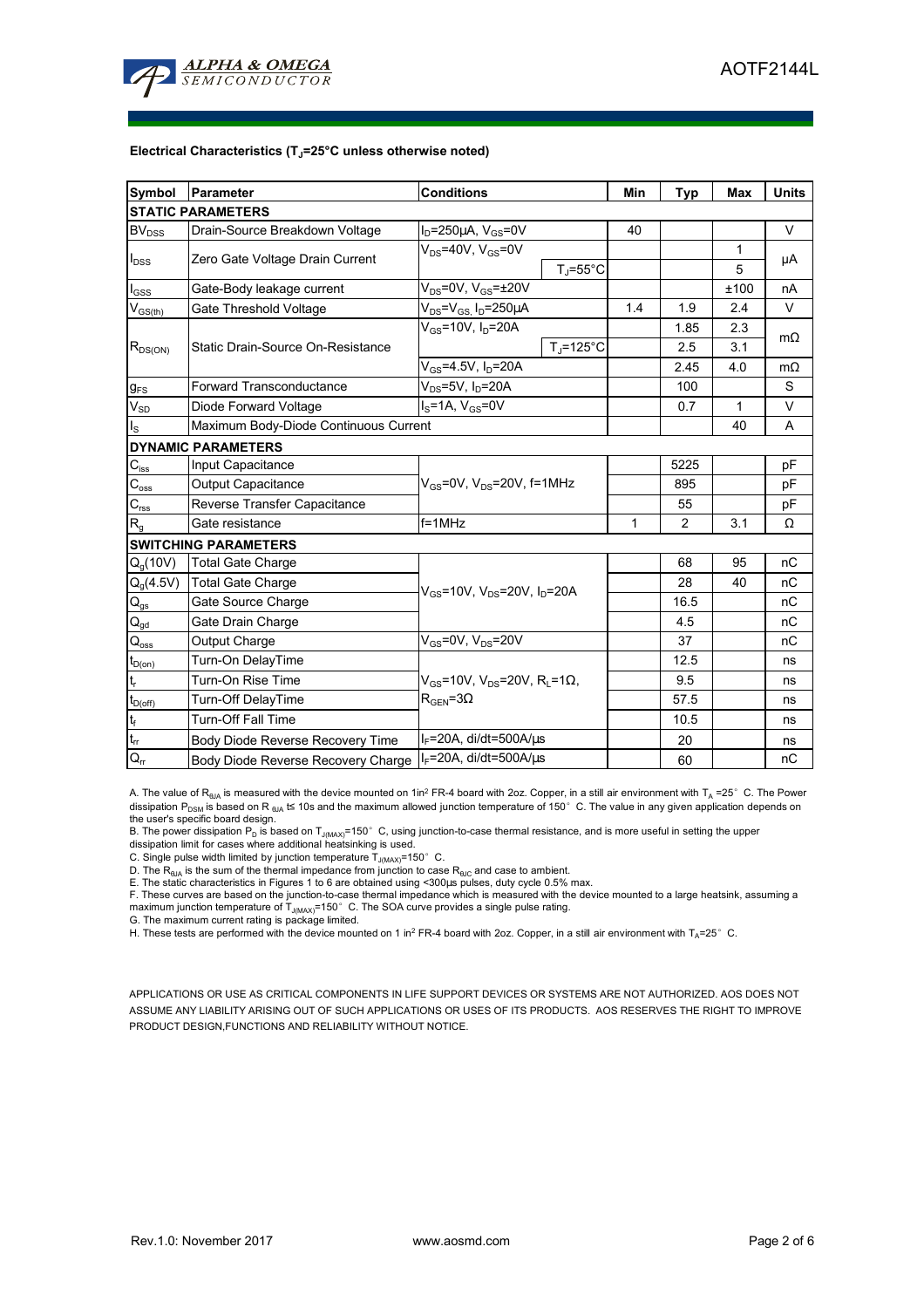**Electrical Characteristics ($T_J$=25°C unless otherwise noted)**

| Symbol | Parameter | Conditions | | Min | Typ | Max | Units |
|---|---|---|---|---|---|---|---|
| **STATIC PARAMETERS** | | | | | | | |
| $BV_{DSS}$ | Drain-Source Breakdown Voltage | $I_D$=250µA, $V_{GS}$=0V | | 40 | | | V |
| $I_{DSS}$ | Zero Gate Voltage Drain Current | $V_{DS}$=40V, $V_{GS}$=0V | | | | 1 | µA |
| | | | $T_J$=55°C | | | 5 | |
| $I_{GSS}$ | Gate-Body leakage current | $V_{DS}$=0V, $V_{GS}$=±20V | | | | ±100 | nA |
| $V_{GS(th)}$ | Gate Threshold Voltage | $V_{DS}$=$V_{GS}$, $I_D$=250µA | | 1.4 | 1.9 | 2.4 | V |
| $R_{DS(ON)}$ | Static Drain-Source On-Resistance | $V_{GS}$=10V, $I_D$=20A | | | 1.85 | 2.3 | mΩ |
| | | | $T_J$=125°C | | 2.5 | 3.1 | |
| | | $V_{GS}$=4.5V, $I_D$=20A | | | 2.45 | 4.0 | mΩ |
| $g_{FS}$ | Forward Transconductance | $V_{DS}$=5V, $I_D$=20A | | | 100 | | S |
| $V_{SD}$ | Diode Forward Voltage | $I_S$=1A, $V_{GS}$=0V | | | 0.7 | 1 | V |
| $I_S$ | Maximum Body-Diode Continuous Current | | | | | 40 | A |
| **DYNAMIC PARAMETERS** | | | | | | | |
| $C_{iss}$ | Input Capacitance | $V_{GS}$=0V, $V_{DS}$=20V, f=1MHz | | | 5225 | | pF |
| $C_{oss}$ | Output Capacitance | | | | 895 | | pF |
| $C_{rss}$ | Reverse Transfer Capacitance | | | | 55 | | pF |
| $R_g$ | Gate resistance | f=1MHz | | 1 | 2 | 3.1 | Ω |
| **SWITCHING PARAMETERS** | | | | | | | |
| $Q_g$(10V) | Total Gate Charge | $V_{GS}$=10V, $V_{DS}$=20V, $I_D$=20A | | | 68 | 95 | nC |
| $Q_g$(4.5V) | Total Gate Charge | | | | 28 | 40 | nC |
| $Q_{gs}$ | Gate Source Charge | | | | 16.5 | | nC |
| $Q_{gd}$ | Gate Drain Charge | | | | 4.5 | | nC |
| $Q_{oss}$ | Output Charge | $V_{GS}$=0V, $V_{DS}$=20V | | | 37 | | nC |
| $t_{D(on)}$ | Turn-On DelayTime | $V_{GS}$=10V, $V_{DS}$=20V, $R_L$=1Ω, $R_{GEN}$=3Ω | | | 12.5 | | ns |
| $t_r$ | Turn-On Rise Time | | | | 9.5 | | ns |
| $t_{D(off)}$ | Turn-Off DelayTime | | | | 57.5 | | ns |
| $t_f$ | Turn-Off Fall Time | | | | 10.5 | | ns |
| $t_{rr}$ | Body Diode Reverse Recovery Time | $I_F$=20A, di/dt=500A/µs | | | 20 | | ns |
| $Q_{rr}$ | Body Diode Reverse Recovery Charge | $I_F$=20A, di/dt=500A/µs | | | 60 | | nC |

A. The value of $R_{\theta JA}$ is measured with the device mounted on 1in² FR-4 board with 2oz. Copper, in a still air environment with $T_A$ =25° C. The Power dissipation $P_{DSM}$ is based on $R_{\theta JA}$ t≤ 10s and the maximum allowed junction temperature of 150° C. The value in any given application depends on the user's specific board design.

B. The power dissipation $P_D$ is based on $T_{J(MAX)}$=150° C, using junction-to-case thermal resistance, and is more useful in setting the upper dissipation limit for cases where additional heatsinking is used.

C. Single pulse width limited by junction temperature $T_{J(MAX)}$=150° C.

D. The $R_{\theta JA}$ is the sum of the thermal impedance from junction to case $R_{\theta JC}$ and case to ambient.

E. The static characteristics in Figures 1 to 6 are obtained using <300µs pulses, duty cycle 0.5% max.

F. These curves are based on the junction-to-case thermal impedance which is measured with the device mounted to a large heatsink, assuming a maximum junction temperature of $T_{J(MAX)}$=150° C. The SOA curve provides a single pulse rating.

G. The maximum current rating is package limited.

H. These tests are performed with the device mounted on 1 in² FR-4 board with 2oz. Copper, in a still air environment with $T_A$=25° C.

APPLICATIONS OR USE AS CRITICAL COMPONENTS IN LIFE SUPPORT DEVICES OR SYSTEMS ARE NOT AUTHORIZED. AOS DOES NOT ASSUME ANY LIABILITY ARISING OUT OF SUCH APPLICATIONS OR USES OF ITS PRODUCTS. AOS RESERVES THE RIGHT TO IMPROVE PRODUCT DESIGN,FUNCTIONS AND RELIABILITY WITHOUT NOTICE.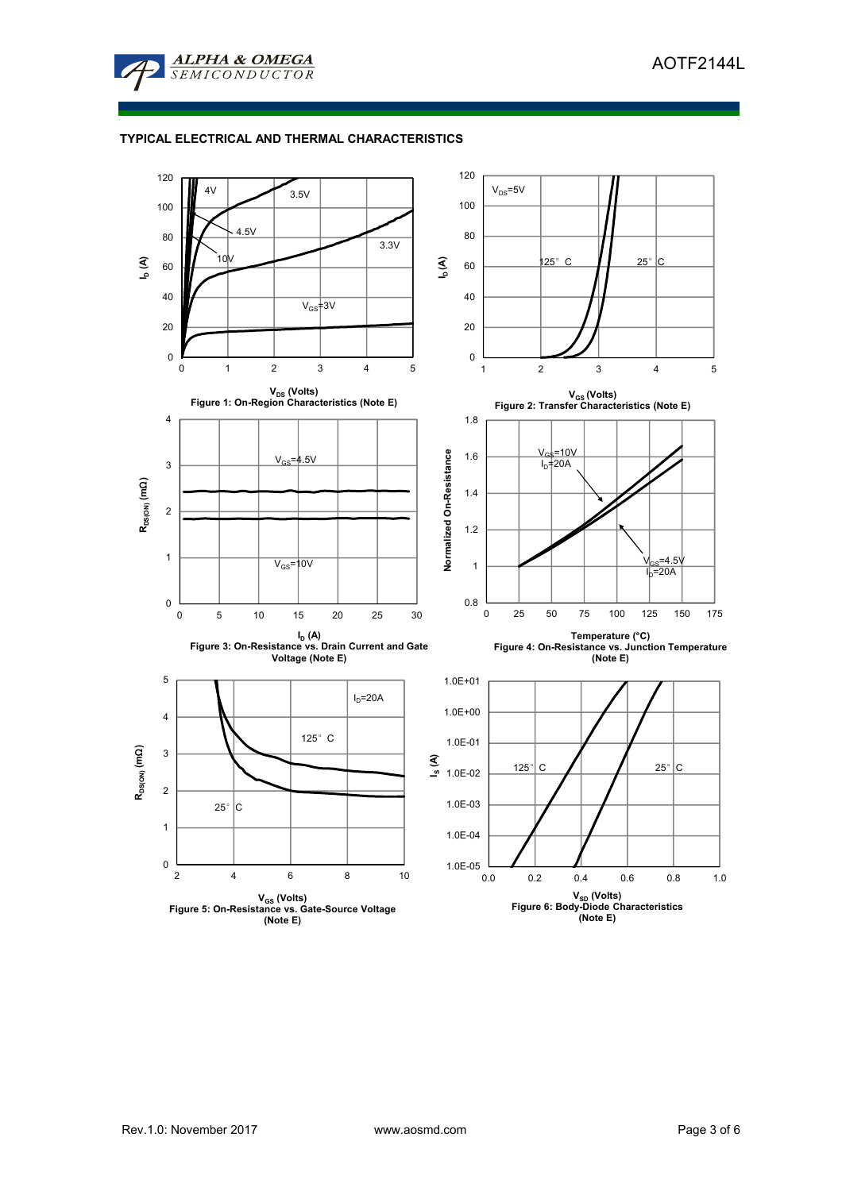## TYPICAL ELECTRICAL AND THERMAL CHARACTERISTICS

Figure 1: On-Region Characteristics (Note E)

Figure 2: Transfer Characteristics (Note E)

Figure 3: On-Resistance vs. Drain Current and Gate Voltage (Note E)

Figure 4: On-Resistance vs. Junction Temperature (Note E)

Figure 5: On-Resistance vs. Gate-Source Voltage (Note E)

Figure 6: Body-Diode Characteristics (Note E)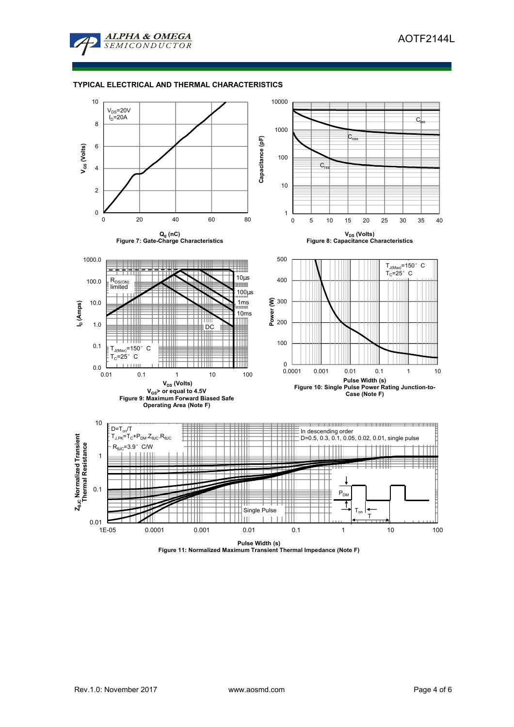## TYPICAL ELECTRICAL AND THERMAL CHARACTERISTICS

$V_{DS}$=20V
$I_D$=20A

$V_{GS}$ (Volts)

$Q_g$ (nC)

Figure 7: Gate-Charge Characteristics

$C_{iss}$

$C_{oss}$

$C_{rss}$

Capacitance (pF)

$V_{DS}$ (Volts)

Figure 8: Capacitance Characteristics

$R_{DS(ON)}$ limited

10µs

100µs

1ms

10ms

DC

$T_{J(Max)}$=150° C
$T_C$=25° C

$I_D$ (Amps)

$V_{DS}$ (Volts)

$V_{GS}$> or equal to 4.5V

Figure 9: Maximum Forward Biased Safe Operating Area (Note F)

$T_{J(Max)}$=150° C
$T_C$=25° C

Power (W)

Pulse Width (s)

Figure 10: Single Pulse Power Rating Junction-to-Case (Note F)

D=$T_{on}$/T
$T_{J,PK}$=$T_C$+$P_{DM}$.$Z_{\theta JC}$.$R_{\theta JC}$
$R_{\theta JC}$=3.9° C/W

In descending order
D=0.5, 0.3, 0.1, 0.05, 0.02, 0.01, single pulse

Single Pulse

$P_{DM}$

$T_{on}$

T

$Z_{\theta JC}$ Normalized Transient Thermal Resistance

Pulse Width (s)

Figure 11: Normalized Maximum Transient Thermal Impedance (Note F)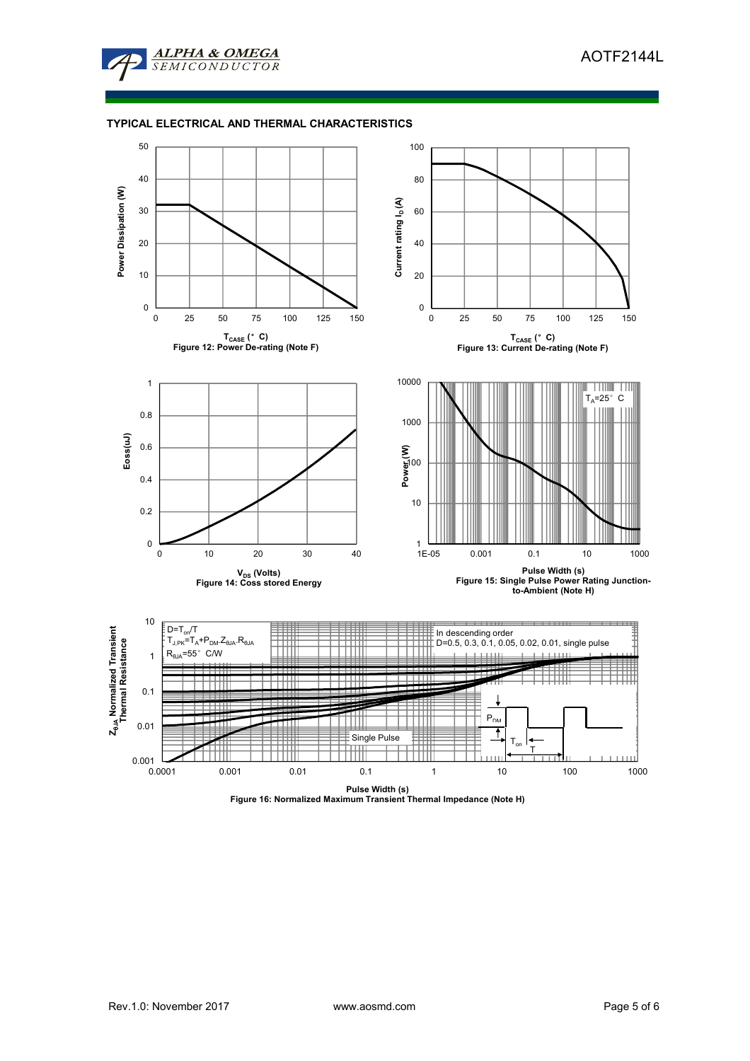## TYPICAL ELECTRICAL AND THERMAL CHARACTERISTICS

Figure 12: Power De-rating (Note F)

Figure 13: Current De-rating (Note F)

Figure 14: Coss stored Energy

Figure 15: Single Pulse Power Rating Junction-to-Ambient (Note H)

Figure 16: Normalized Maximum Transient Thermal Impedance (Note H)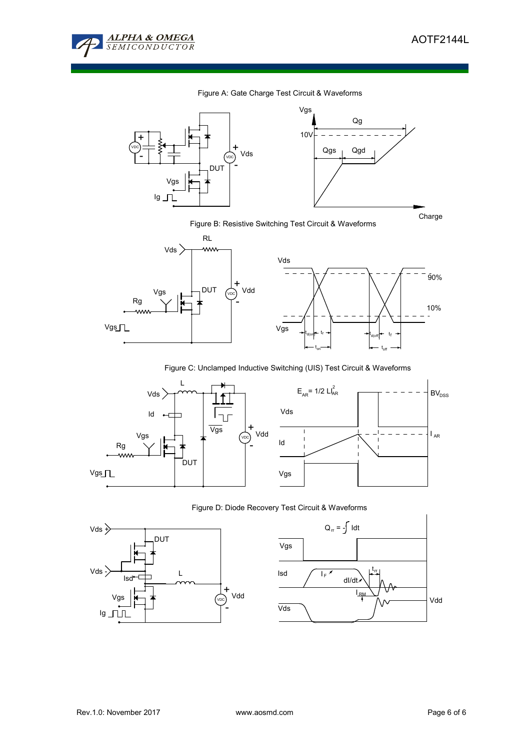Figure A: Gate Charge Test Circuit & Waveforms

Vgs
Qg
10V
Qgs
Qgd
Charge
Vds
DUT
Vgs
Ig

Figure B: Resistive Switching Test Circuit & Waveforms

RL
Vds
DUT
Vgs
Rg
Vdd
Vgs
Vds
90%
10%
Vgs
$t_{d(on)}$ $t_r$
$t_{on}$
$t_{d(off)}$ $t_f$
$t_{off}$

Figure C: Unclamped Inductive Switching (UIS) Test Circuit & Waveforms

L
Vds
Id
Vgs
Rg
DUT
Vgs
Vdd
$E_{AR} = 1/2\ LI_{AR}^2$
$BV_{DSS}$
Vds
Id
$I_{AR}$
Vgs

Figure D: Diode Recovery Test Circuit & Waveforms

Vds +
DUT
Vds -
Isd
L
Vgs
Ig
Vdd
$Q_{rr} = -\int Idt$
Vgs
Isd
$I_F$
dI/dt
$t_{rr}$
$I_{RM}$
Vds
Vdd